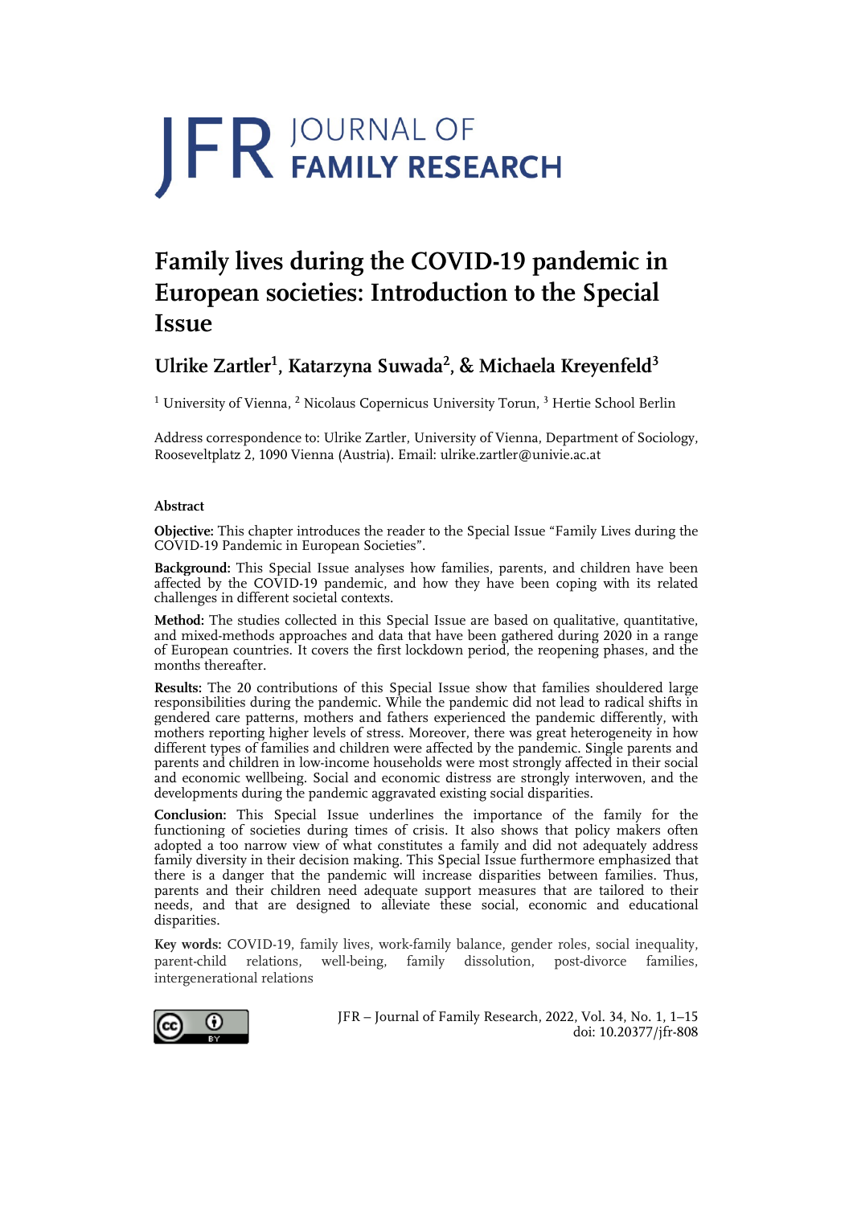# Family lives during the COVID-19 pandemic in European societies: Introduction to the Special Issue

## Ulrike Zartler[1], Katarzyna Suwada[2], & Michaela Kreyenfeld[3]

[1] University of Vienna, [2] Nicolaus Copernicus University Torun, [3] Hertie School Berlin

Address correspondence to: Ulrike Zartler, University of Vienna, Department of Sociology, Rooseveltplatz 2, 1090 Vienna (Austria). Email: ulrike.zartler@univie.ac.at

### Abstract

**Objective:** This chapter introduces the reader to the Special Issue "Family Lives during the COVID-19 Pandemic in European Societies".

**Background:** This Special Issue analyses how families, parents, and children have been affected by the COVID-19 pandemic, and how they have been coping with its related challenges in different societal contexts.

**Method:** The studies collected in this Special Issue are based on qualitative, quantitative, and mixed-methods approaches and data that have been gathered during 2020 in a range of European countries. It covers the first lockdown period, the reopening phases, and the months thereafter.

**Results:** The 20 contributions of this Special Issue show that families shouldered large responsibilities during the pandemic. While the pandemic did not lead to radical shifts in gendered care patterns, mothers and fathers experienced the pandemic differently, with mothers reporting higher levels of stress. Moreover, there was great heterogeneity in how different types of families and children were affected by the pandemic. Single parents and parents and children in low-income households were most strongly affected in their social and economic wellbeing. Social and economic distress are strongly interwoven, and the developments during the pandemic aggravated existing social disparities.

**Conclusion:** This Special Issue underlines the importance of the family for the functioning of societies during times of crisis. It also shows that policy makers often adopted a too narrow view of what constitutes a family and did not adequately address family diversity in their decision making. This Special Issue furthermore emphasized that there is a danger that the pandemic will increase disparities between families. Thus, parents and their children need adequate support measures that are tailored to their needs, and that are designed to alleviate these social, economic and educational disparities.

**Key words:** COVID-19, family lives, work-family balance, gender roles, social inequality, parent-child relations, well-being, family dissolution, post-divorce families, intergenerational relations

JFR – Journal of Family Research, 2022, Vol. 34, No. 1, 1–15
doi: 10.20377/jfr-808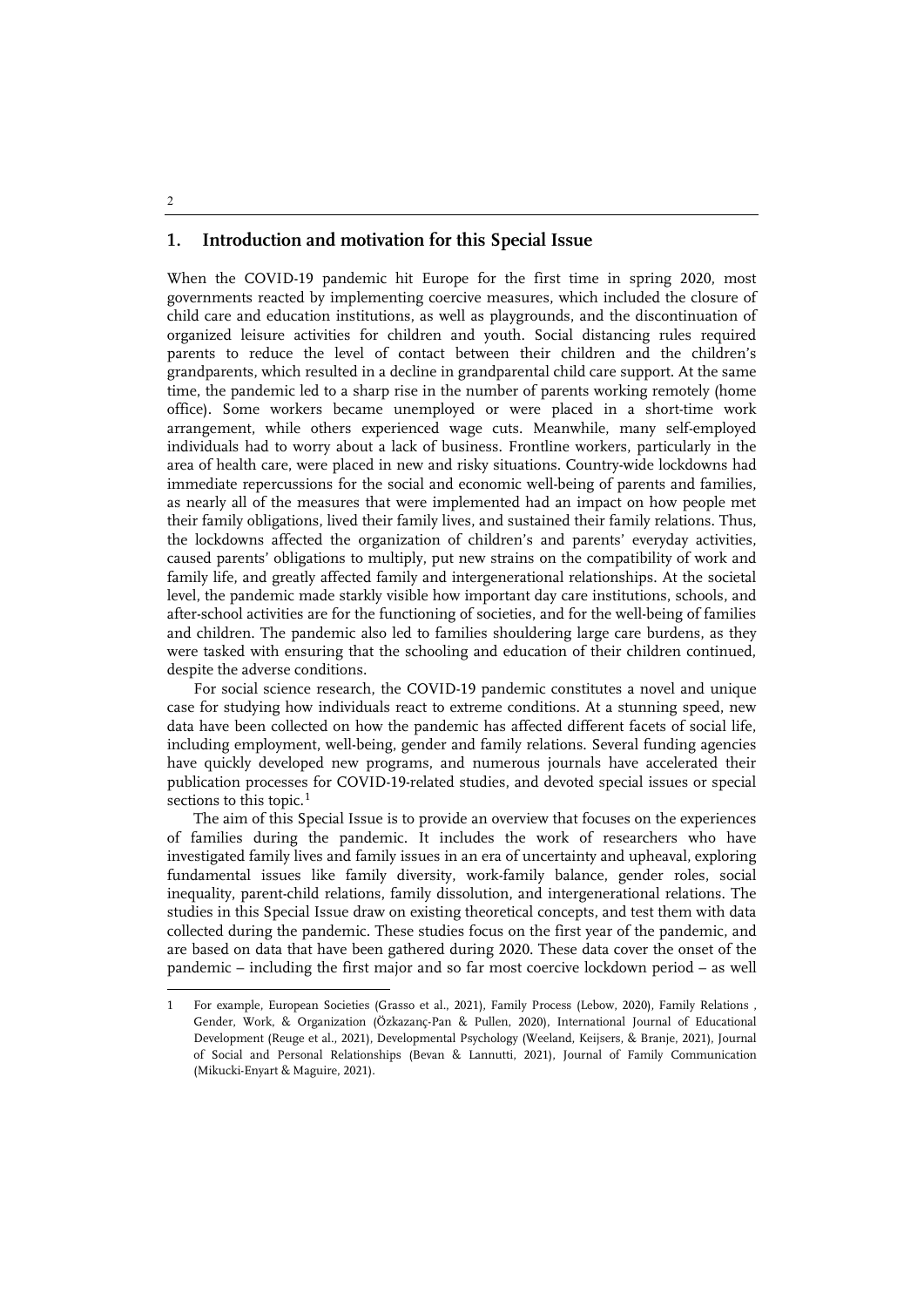## 1. Introduction and motivation for this Special Issue

When the COVID-19 pandemic hit Europe for the first time in spring 2020, most governments reacted by implementing coercive measures, which included the closure of child care and education institutions, as well as playgrounds, and the discontinuation of organized leisure activities for children and youth. Social distancing rules required parents to reduce the level of contact between their children and the children's grandparents, which resulted in a decline in grandparental child care support. At the same time, the pandemic led to a sharp rise in the number of parents working remotely (home office). Some workers became unemployed or were placed in a short-time work arrangement, while others experienced wage cuts. Meanwhile, many self-employed individuals had to worry about a lack of business. Frontline workers, particularly in the area of health care, were placed in new and risky situations. Country-wide lockdowns had immediate repercussions for the social and economic well-being of parents and families, as nearly all of the measures that were implemented had an impact on how people met their family obligations, lived their family lives, and sustained their family relations. Thus, the lockdowns affected the organization of children's and parents' everyday activities, caused parents' obligations to multiply, put new strains on the compatibility of work and family life, and greatly affected family and intergenerational relationships. At the societal level, the pandemic made starkly visible how important day care institutions, schools, and after-school activities are for the functioning of societies, and for the well-being of families and children. The pandemic also led to families shouldering large care burdens, as they were tasked with ensuring that the schooling and education of their children continued, despite the adverse conditions.

For social science research, the COVID-19 pandemic constitutes a novel and unique case for studying how individuals react to extreme conditions. At a stunning speed, new data have been collected on how the pandemic has affected different facets of social life, including employment, well-being, gender and family relations. Several funding agencies have quickly developed new programs, and numerous journals have accelerated their publication processes for COVID-19-related studies, and devoted special issues or special sections to this topic.[1]

The aim of this Special Issue is to provide an overview that focuses on the experiences of families during the pandemic. It includes the work of researchers who have investigated family lives and family issues in an era of uncertainty and upheaval, exploring fundamental issues like family diversity, work-family balance, gender roles, social inequality, parent-child relations, family dissolution, and intergenerational relations. The studies in this Special Issue draw on existing theoretical concepts, and test them with data collected during the pandemic. These studies focus on the first year of the pandemic, and are based on data that have been gathered during 2020. These data cover the onset of the pandemic – including the first major and so far most coercive lockdown period – as well

---

[1] For example, European Societies (Grasso et al., 2021), Family Process (Lebow, 2020), Family Relations , Gender, Work, & Organization (Özkazanç-Pan & Pullen, 2020), International Journal of Educational Development (Reuge et al., 2021), Developmental Psychology (Weeland, Keijsers, & Branje, 2021), Journal of Social and Personal Relationships (Bevan & Lannutti, 2021), Journal of Family Communication (Mikucki-Enyart & Maguire, 2021).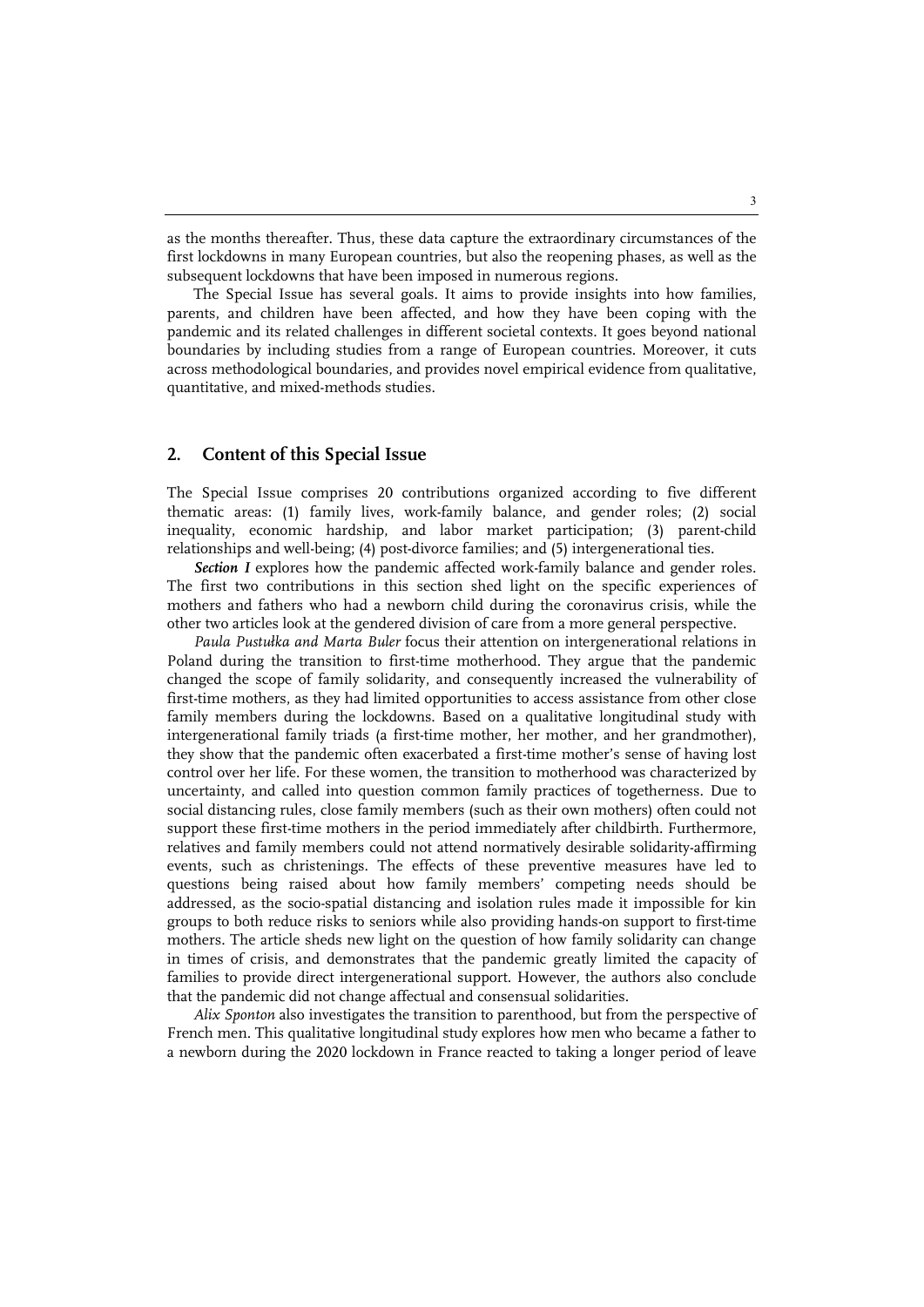as the months thereafter. Thus, these data capture the extraordinary circumstances of the first lockdowns in many European countries, but also the reopening phases, as well as the subsequent lockdowns that have been imposed in numerous regions.

The Special Issue has several goals. It aims to provide insights into how families, parents, and children have been affected, and how they have been coping with the pandemic and its related challenges in different societal contexts. It goes beyond national boundaries by including studies from a range of European countries. Moreover, it cuts across methodological boundaries, and provides novel empirical evidence from qualitative, quantitative, and mixed-methods studies.

## 2. Content of this Special Issue

The Special Issue comprises 20 contributions organized according to five different thematic areas: (1) family lives, work-family balance, and gender roles; (2) social inequality, economic hardship, and labor market participation; (3) parent-child relationships and well-being; (4) post-divorce families; and (5) intergenerational ties.

***Section I*** explores how the pandemic affected work-family balance and gender roles. The first two contributions in this section shed light on the specific experiences of mothers and fathers who had a newborn child during the coronavirus crisis, while the other two articles look at the gendered division of care from a more general perspective.

*Paula Pustułka and Marta Buler* focus their attention on intergenerational relations in Poland during the transition to first-time motherhood. They argue that the pandemic changed the scope of family solidarity, and consequently increased the vulnerability of first-time mothers, as they had limited opportunities to access assistance from other close family members during the lockdowns. Based on a qualitative longitudinal study with intergenerational family triads (a first-time mother, her mother, and her grandmother), they show that the pandemic often exacerbated a first-time mother's sense of having lost control over her life. For these women, the transition to motherhood was characterized by uncertainty, and called into question common family practices of togetherness. Due to social distancing rules, close family members (such as their own mothers) often could not support these first-time mothers in the period immediately after childbirth. Furthermore, relatives and family members could not attend normatively desirable solidarity-affirming events, such as christenings. The effects of these preventive measures have led to questions being raised about how family members' competing needs should be addressed, as the socio-spatial distancing and isolation rules made it impossible for kin groups to both reduce risks to seniors while also providing hands-on support to first-time mothers. The article sheds new light on the question of how family solidarity can change in times of crisis, and demonstrates that the pandemic greatly limited the capacity of families to provide direct intergenerational support. However, the authors also conclude that the pandemic did not change affectual and consensual solidarities.

*Alix Sponton* also investigates the transition to parenthood, but from the perspective of French men. This qualitative longitudinal study explores how men who became a father to a newborn during the 2020 lockdown in France reacted to taking a longer period of leave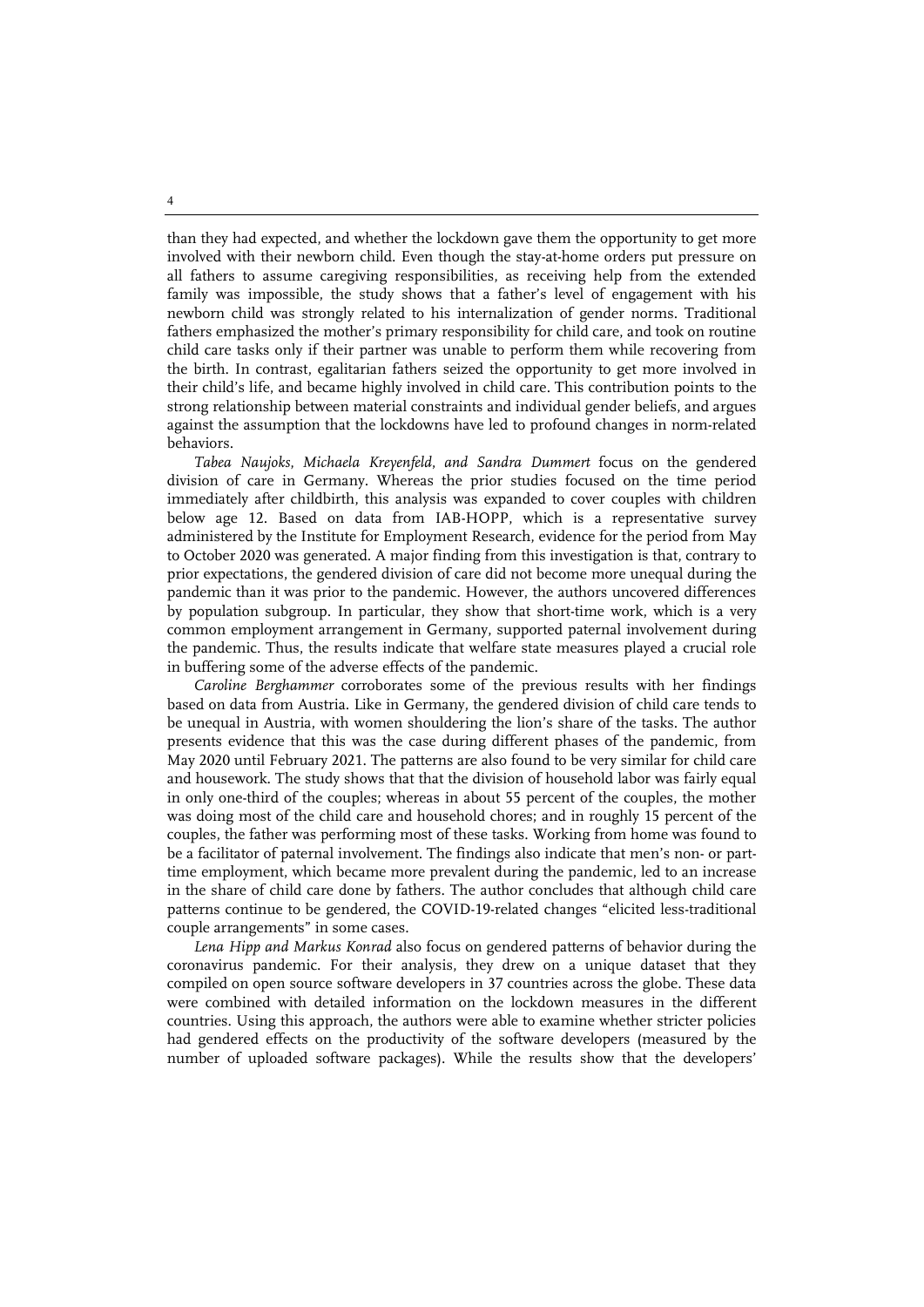than they had expected, and whether the lockdown gave them the opportunity to get more involved with their newborn child. Even though the stay-at-home orders put pressure on all fathers to assume caregiving responsibilities, as receiving help from the extended family was impossible, the study shows that a father's level of engagement with his newborn child was strongly related to his internalization of gender norms. Traditional fathers emphasized the mother's primary responsibility for child care, and took on routine child care tasks only if their partner was unable to perform them while recovering from the birth. In contrast, egalitarian fathers seized the opportunity to get more involved in their child's life, and became highly involved in child care. This contribution points to the strong relationship between material constraints and individual gender beliefs, and argues against the assumption that the lockdowns have led to profound changes in norm-related behaviors.

*Tabea Naujoks, Michaela Kreyenfeld, and Sandra Dummert* focus on the gendered division of care in Germany. Whereas the prior studies focused on the time period immediately after childbirth, this analysis was expanded to cover couples with children below age 12. Based on data from IAB-HOPP, which is a representative survey administered by the Institute for Employment Research, evidence for the period from May to October 2020 was generated. A major finding from this investigation is that, contrary to prior expectations, the gendered division of care did not become more unequal during the pandemic than it was prior to the pandemic. However, the authors uncovered differences by population subgroup. In particular, they show that short-time work, which is a very common employment arrangement in Germany, supported paternal involvement during the pandemic. Thus, the results indicate that welfare state measures played a crucial role in buffering some of the adverse effects of the pandemic.

*Caroline Berghammer* corroborates some of the previous results with her findings based on data from Austria. Like in Germany, the gendered division of child care tends to be unequal in Austria, with women shouldering the lion's share of the tasks. The author presents evidence that this was the case during different phases of the pandemic, from May 2020 until February 2021. The patterns are also found to be very similar for child care and housework. The study shows that that the division of household labor was fairly equal in only one-third of the couples; whereas in about 55 percent of the couples, the mother was doing most of the child care and household chores; and in roughly 15 percent of the couples, the father was performing most of these tasks. Working from home was found to be a facilitator of paternal involvement. The findings also indicate that men's non- or part-time employment, which became more prevalent during the pandemic, led to an increase in the share of child care done by fathers. The author concludes that although child care patterns continue to be gendered, the COVID-19-related changes "elicited less-traditional couple arrangements" in some cases.

*Lena Hipp and Markus Konrad* also focus on gendered patterns of behavior during the coronavirus pandemic. For their analysis, they drew on a unique dataset that they compiled on open source software developers in 37 countries across the globe. These data were combined with detailed information on the lockdown measures in the different countries. Using this approach, the authors were able to examine whether stricter policies had gendered effects on the productivity of the software developers (measured by the number of uploaded software packages). While the results show that the developers'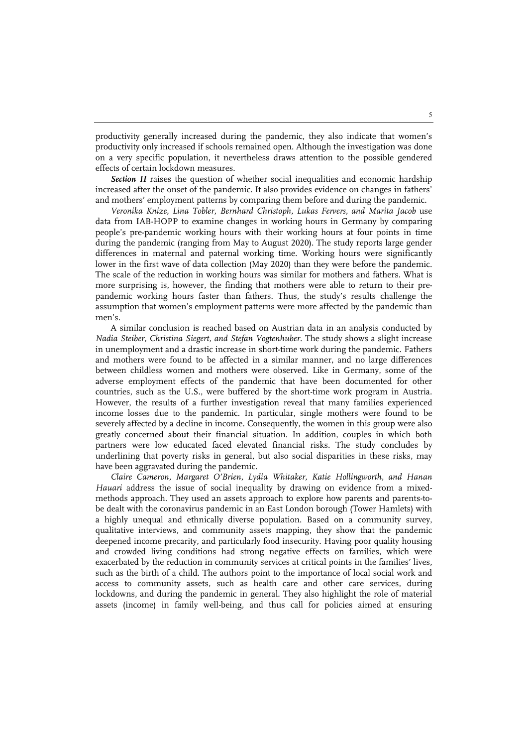productivity generally increased during the pandemic, they also indicate that women's productivity only increased if schools remained open. Although the investigation was done on a very specific population, it nevertheless draws attention to the possible gendered effects of certain lockdown measures.

***Section II*** raises the question of whether social inequalities and economic hardship increased after the onset of the pandemic. It also provides evidence on changes in fathers' and mothers' employment patterns by comparing them before and during the pandemic.

*Veronika Knize, Lina Tobler, Bernhard Christoph, Lukas Fervers, and Marita Jacob* use data from IAB-HOPP to examine changes in working hours in Germany by comparing people's pre-pandemic working hours with their working hours at four points in time during the pandemic (ranging from May to August 2020). The study reports large gender differences in maternal and paternal working time. Working hours were significantly lower in the first wave of data collection (May 2020) than they were before the pandemic. The scale of the reduction in working hours was similar for mothers and fathers. What is more surprising is, however, the finding that mothers were able to return to their pre-pandemic working hours faster than fathers. Thus, the study's results challenge the assumption that women's employment patterns were more affected by the pandemic than men's.

A similar conclusion is reached based on Austrian data in an analysis conducted by *Nadia Steiber, Christina Siegert, and Stefan Vogtenhuber*. The study shows a slight increase in unemployment and a drastic increase in short-time work during the pandemic. Fathers and mothers were found to be affected in a similar manner, and no large differences between childless women and mothers were observed. Like in Germany, some of the adverse employment effects of the pandemic that have been documented for other countries, such as the U.S., were buffered by the short-time work program in Austria. However, the results of a further investigation reveal that many families experienced income losses due to the pandemic. In particular, single mothers were found to be severely affected by a decline in income. Consequently, the women in this group were also greatly concerned about their financial situation. In addition, couples in which both partners were low educated faced elevated financial risks. The study concludes by underlining that poverty risks in general, but also social disparities in these risks, may have been aggravated during the pandemic.

*Claire Cameron, Margaret O'Brien, Lydia Whitaker, Katie Hollingworth, and Hanan Hauari* address the issue of social inequality by drawing on evidence from a mixed-methods approach. They used an assets approach to explore how parents and parents-to-be dealt with the coronavirus pandemic in an East London borough (Tower Hamlets) with a highly unequal and ethnically diverse population. Based on a community survey, qualitative interviews, and community assets mapping, they show that the pandemic deepened income precarity, and particularly food insecurity. Having poor quality housing and crowded living conditions had strong negative effects on families, which were exacerbated by the reduction in community services at critical points in the families' lives, such as the birth of a child. The authors point to the importance of local social work and access to community assets, such as health care and other care services, during lockdowns, and during the pandemic in general. They also highlight the role of material assets (income) in family well-being, and thus call for policies aimed at ensuring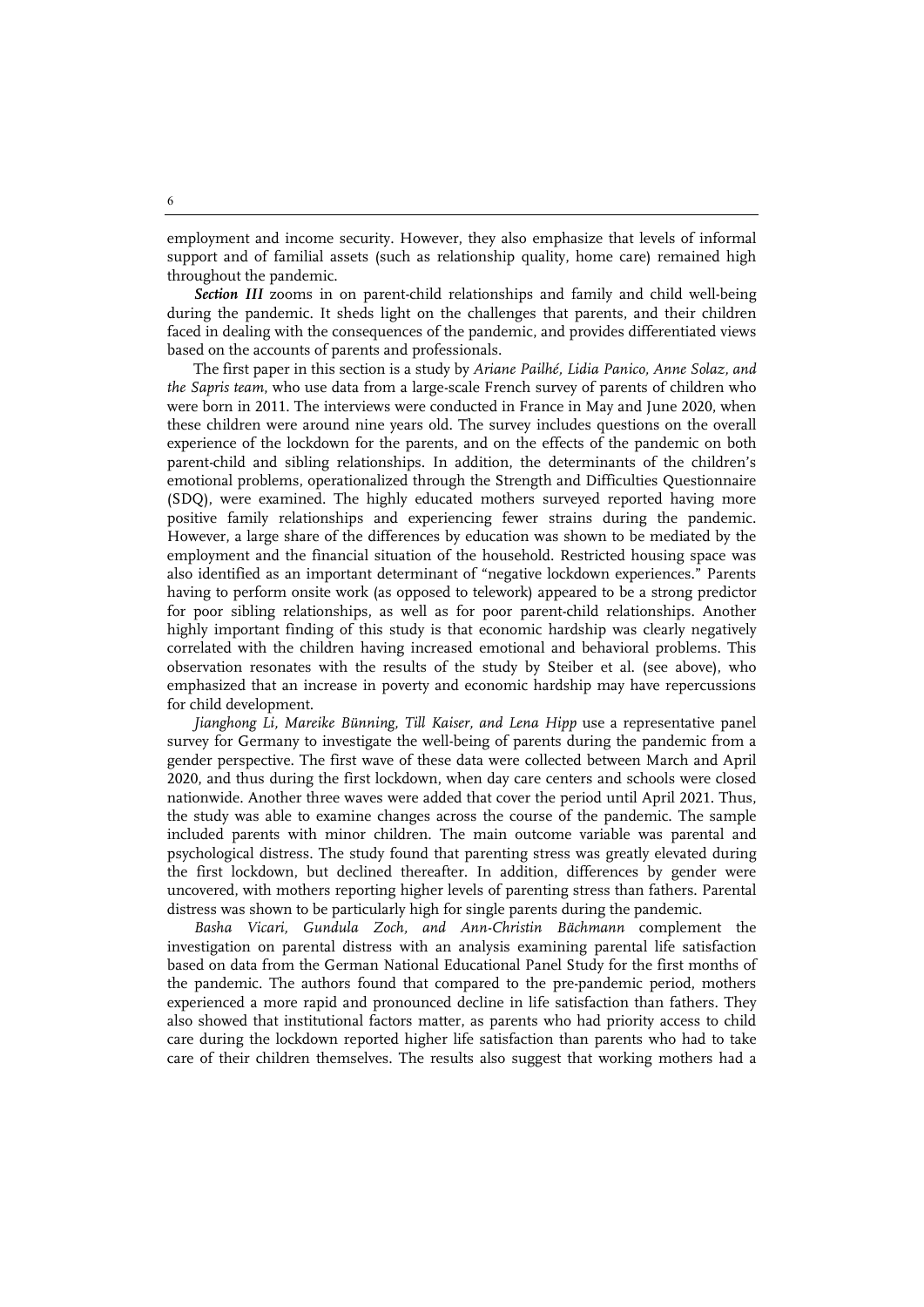employment and income security. However, they also emphasize that levels of informal support and of familial assets (such as relationship quality, home care) remained high throughout the pandemic.

***Section III*** zooms in on parent-child relationships and family and child well-being during the pandemic. It sheds light on the challenges that parents, and their children faced in dealing with the consequences of the pandemic, and provides differentiated views based on the accounts of parents and professionals.

The first paper in this section is a study by *Ariane Pailhé, Lidia Panico, Anne Solaz, and the Sapris team*, who use data from a large-scale French survey of parents of children who were born in 2011. The interviews were conducted in France in May and June 2020, when these children were around nine years old. The survey includes questions on the overall experience of the lockdown for the parents, and on the effects of the pandemic on both parent-child and sibling relationships. In addition, the determinants of the children's emotional problems, operationalized through the Strength and Difficulties Questionnaire (SDQ), were examined. The highly educated mothers surveyed reported having more positive family relationships and experiencing fewer strains during the pandemic. However, a large share of the differences by education was shown to be mediated by the employment and the financial situation of the household. Restricted housing space was also identified as an important determinant of "negative lockdown experiences." Parents having to perform onsite work (as opposed to telework) appeared to be a strong predictor for poor sibling relationships, as well as for poor parent-child relationships. Another highly important finding of this study is that economic hardship was clearly negatively correlated with the children having increased emotional and behavioral problems. This observation resonates with the results of the study by Steiber et al. (see above), who emphasized that an increase in poverty and economic hardship may have repercussions for child development.

*Jianghong Li, Mareike Bünning, Till Kaiser, and Lena Hipp* use a representative panel survey for Germany to investigate the well-being of parents during the pandemic from a gender perspective. The first wave of these data were collected between March and April 2020, and thus during the first lockdown, when day care centers and schools were closed nationwide. Another three waves were added that cover the period until April 2021. Thus, the study was able to examine changes across the course of the pandemic. The sample included parents with minor children. The main outcome variable was parental and psychological distress. The study found that parenting stress was greatly elevated during the first lockdown, but declined thereafter. In addition, differences by gender were uncovered, with mothers reporting higher levels of parenting stress than fathers. Parental distress was shown to be particularly high for single parents during the pandemic.

*Basha Vicari, Gundula Zoch, and Ann-Christin Bächmann* complement the investigation on parental distress with an analysis examining parental life satisfaction based on data from the German National Educational Panel Study for the first months of the pandemic. The authors found that compared to the pre-pandemic period, mothers experienced a more rapid and pronounced decline in life satisfaction than fathers. They also showed that institutional factors matter, as parents who had priority access to child care during the lockdown reported higher life satisfaction than parents who had to take care of their children themselves. The results also suggest that working mothers had a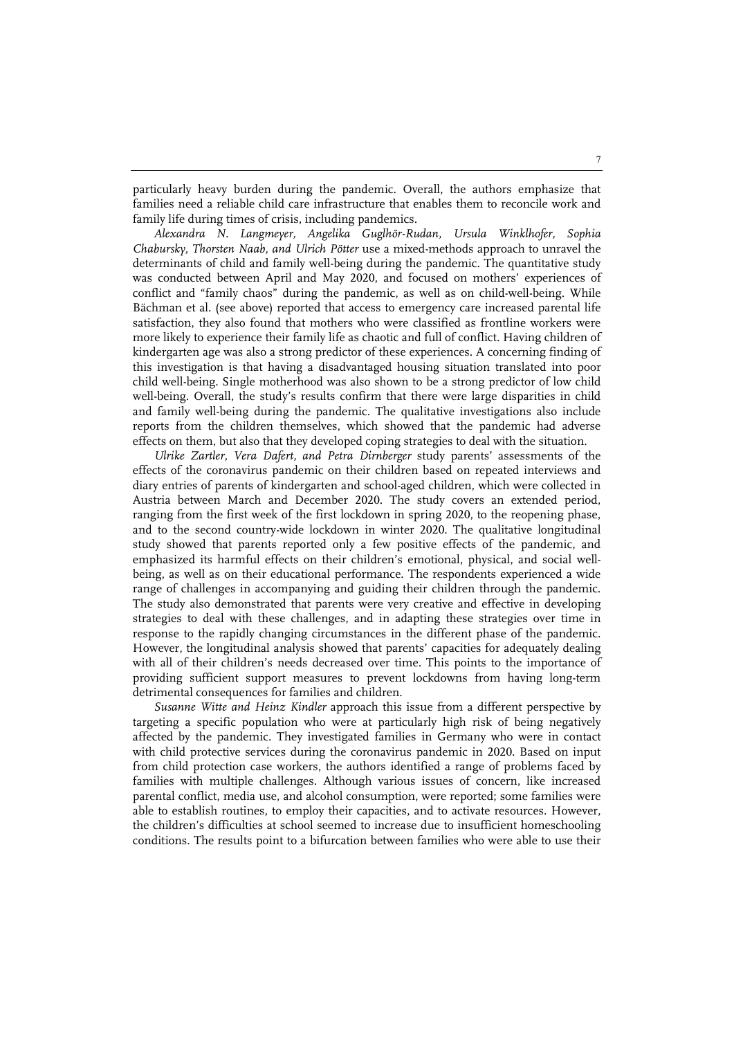particularly heavy burden during the pandemic. Overall, the authors emphasize that families need a reliable child care infrastructure that enables them to reconcile work and family life during times of crisis, including pandemics.

*Alexandra N. Langmeyer, Angelika Guglhör-Rudan, Ursula Winklhofer, Sophia Chabursky, Thorsten Naab, and Ulrich Pötter* use a mixed-methods approach to unravel the determinants of child and family well-being during the pandemic. The quantitative study was conducted between April and May 2020, and focused on mothers' experiences of conflict and "family chaos" during the pandemic, as well as on child-well-being. While Bächman et al. (see above) reported that access to emergency care increased parental life satisfaction, they also found that mothers who were classified as frontline workers were more likely to experience their family life as chaotic and full of conflict. Having children of kindergarten age was also a strong predictor of these experiences. A concerning finding of this investigation is that having a disadvantaged housing situation translated into poor child well-being. Single motherhood was also shown to be a strong predictor of low child well-being. Overall, the study's results confirm that there were large disparities in child and family well-being during the pandemic. The qualitative investigations also include reports from the children themselves, which showed that the pandemic had adverse effects on them, but also that they developed coping strategies to deal with the situation.

*Ulrike Zartler, Vera Dafert, and Petra Dirnberger* study parents' assessments of the effects of the coronavirus pandemic on their children based on repeated interviews and diary entries of parents of kindergarten and school-aged children, which were collected in Austria between March and December 2020. The study covers an extended period, ranging from the first week of the first lockdown in spring 2020, to the reopening phase, and to the second country-wide lockdown in winter 2020. The qualitative longitudinal study showed that parents reported only a few positive effects of the pandemic, and emphasized its harmful effects on their children's emotional, physical, and social well-being, as well as on their educational performance. The respondents experienced a wide range of challenges in accompanying and guiding their children through the pandemic. The study also demonstrated that parents were very creative and effective in developing strategies to deal with these challenges, and in adapting these strategies over time in response to the rapidly changing circumstances in the different phase of the pandemic. However, the longitudinal analysis showed that parents' capacities for adequately dealing with all of their children's needs decreased over time. This points to the importance of providing sufficient support measures to prevent lockdowns from having long-term detrimental consequences for families and children.

*Susanne Witte and Heinz Kindler* approach this issue from a different perspective by targeting a specific population who were at particularly high risk of being negatively affected by the pandemic. They investigated families in Germany who were in contact with child protective services during the coronavirus pandemic in 2020. Based on input from child protection case workers, the authors identified a range of problems faced by families with multiple challenges. Although various issues of concern, like increased parental conflict, media use, and alcohol consumption, were reported; some families were able to establish routines, to employ their capacities, and to activate resources. However, the children's difficulties at school seemed to increase due to insufficient homeschooling conditions. The results point to a bifurcation between families who were able to use their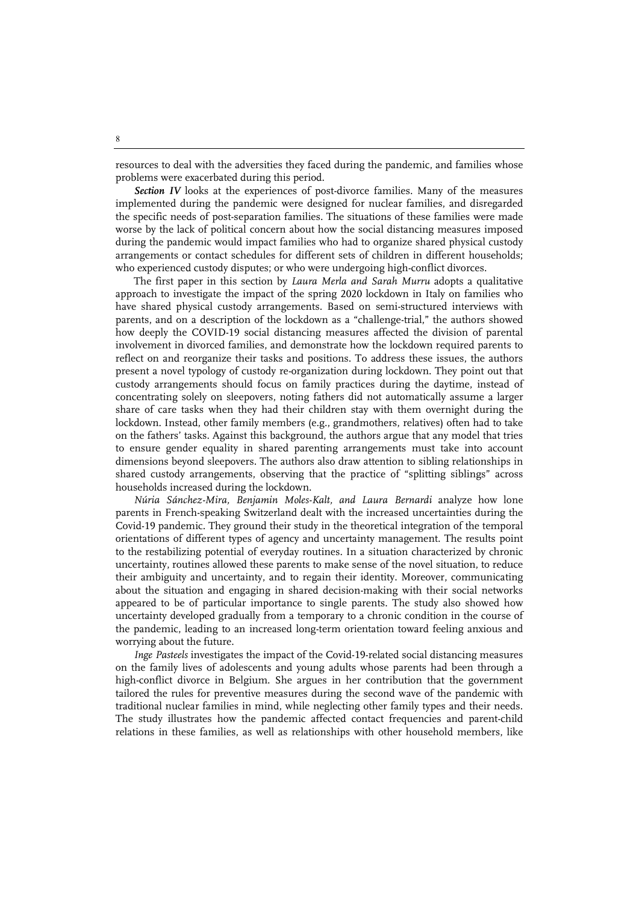resources to deal with the adversities they faced during the pandemic, and families whose problems were exacerbated during this period.

***Section IV*** looks at the experiences of post-divorce families. Many of the measures implemented during the pandemic were designed for nuclear families, and disregarded the specific needs of post-separation families. The situations of these families were made worse by the lack of political concern about how the social distancing measures imposed during the pandemic would impact families who had to organize shared physical custody arrangements or contact schedules for different sets of children in different households; who experienced custody disputes; or who were undergoing high-conflict divorces.

The first paper in this section by *Laura Merla and Sarah Murru* adopts a qualitative approach to investigate the impact of the spring 2020 lockdown in Italy on families who have shared physical custody arrangements. Based on semi-structured interviews with parents, and on a description of the lockdown as a "challenge-trial," the authors showed how deeply the COVID-19 social distancing measures affected the division of parental involvement in divorced families, and demonstrate how the lockdown required parents to reflect on and reorganize their tasks and positions. To address these issues, the authors present a novel typology of custody re-organization during lockdown. They point out that custody arrangements should focus on family practices during the daytime, instead of concentrating solely on sleepovers, noting fathers did not automatically assume a larger share of care tasks when they had their children stay with them overnight during the lockdown. Instead, other family members (e.g., grandmothers, relatives) often had to take on the fathers' tasks. Against this background, the authors argue that any model that tries to ensure gender equality in shared parenting arrangements must take into account dimensions beyond sleepovers. The authors also draw attention to sibling relationships in shared custody arrangements, observing that the practice of "splitting siblings" across households increased during the lockdown.

*Núria Sánchez-Mira, Benjamin Moles-Kalt, and Laura Bernardi* analyze how lone parents in French-speaking Switzerland dealt with the increased uncertainties during the Covid-19 pandemic. They ground their study in the theoretical integration of the temporal orientations of different types of agency and uncertainty management. The results point to the restabilizing potential of everyday routines. In a situation characterized by chronic uncertainty, routines allowed these parents to make sense of the novel situation, to reduce their ambiguity and uncertainty, and to regain their identity. Moreover, communicating about the situation and engaging in shared decision-making with their social networks appeared to be of particular importance to single parents. The study also showed how uncertainty developed gradually from a temporary to a chronic condition in the course of the pandemic, leading to an increased long-term orientation toward feeling anxious and worrying about the future.

*Inge Pasteels* investigates the impact of the Covid-19-related social distancing measures on the family lives of adolescents and young adults whose parents had been through a high-conflict divorce in Belgium. She argues in her contribution that the government tailored the rules for preventive measures during the second wave of the pandemic with traditional nuclear families in mind, while neglecting other family types and their needs. The study illustrates how the pandemic affected contact frequencies and parent-child relations in these families, as well as relationships with other household members, like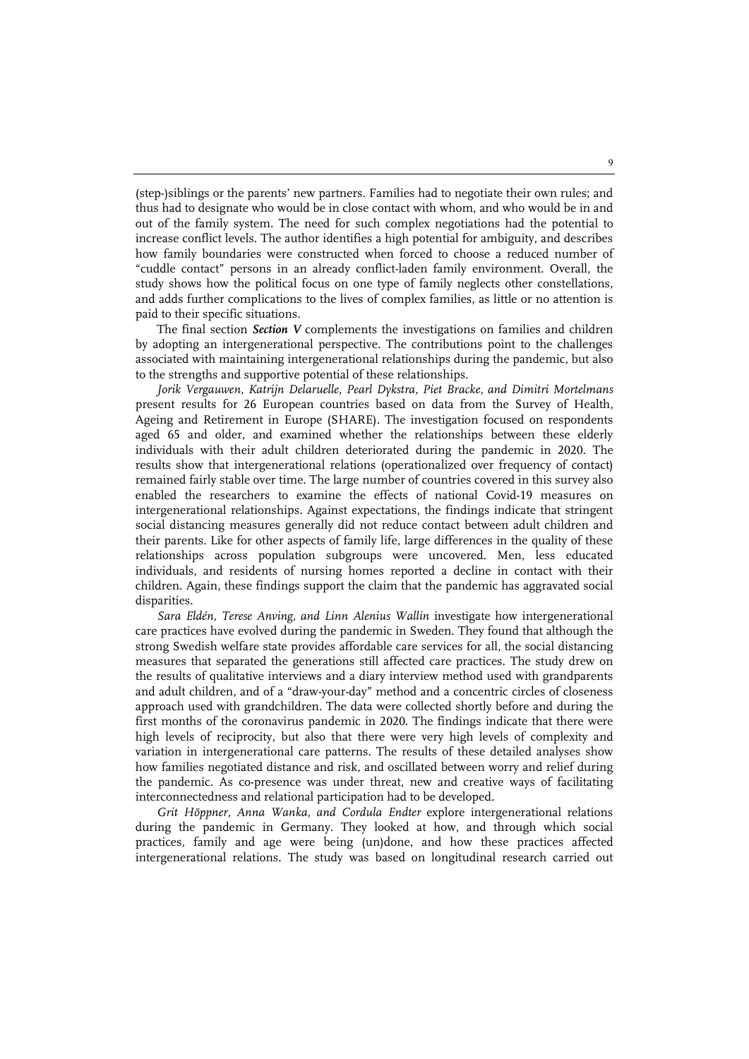(step-)siblings or the parents' new partners. Families had to negotiate their own rules; and thus had to designate who would be in close contact with whom, and who would be in and out of the family system. The need for such complex negotiations had the potential to increase conflict levels. The author identifies a high potential for ambiguity, and describes how family boundaries were constructed when forced to choose a reduced number of "cuddle contact" persons in an already conflict-laden family environment. Overall, the study shows how the political focus on one type of family neglects other constellations, and adds further complications to the lives of complex families, as little or no attention is paid to their specific situations.

The final section ***Section V*** complements the investigations on families and children by adopting an intergenerational perspective. The contributions point to the challenges associated with maintaining intergenerational relationships during the pandemic, but also to the strengths and supportive potential of these relationships.

*Jorik Vergauwen, Katrijn Delaruelle, Pearl Dykstra, Piet Bracke, and Dimitri Mortelmans* present results for 26 European countries based on data from the Survey of Health, Ageing and Retirement in Europe (SHARE). The investigation focused on respondents aged 65 and older, and examined whether the relationships between these elderly individuals with their adult children deteriorated during the pandemic in 2020. The results show that intergenerational relations (operationalized over frequency of contact) remained fairly stable over time. The large number of countries covered in this survey also enabled the researchers to examine the effects of national Covid-19 measures on intergenerational relationships. Against expectations, the findings indicate that stringent social distancing measures generally did not reduce contact between adult children and their parents. Like for other aspects of family life, large differences in the quality of these relationships across population subgroups were uncovered. Men, less educated individuals, and residents of nursing homes reported a decline in contact with their children. Again, these findings support the claim that the pandemic has aggravated social disparities.

*Sara Eldén, Terese Anving, and Linn Alenius Wallin* investigate how intergenerational care practices have evolved during the pandemic in Sweden. They found that although the strong Swedish welfare state provides affordable care services for all, the social distancing measures that separated the generations still affected care practices. The study drew on the results of qualitative interviews and a diary interview method used with grandparents and adult children, and of a "draw-your-day" method and a concentric circles of closeness approach used with grandchildren. The data were collected shortly before and during the first months of the coronavirus pandemic in 2020. The findings indicate that there were high levels of reciprocity, but also that there were very high levels of complexity and variation in intergenerational care patterns. The results of these detailed analyses show how families negotiated distance and risk, and oscillated between worry and relief during the pandemic. As co-presence was under threat, new and creative ways of facilitating interconnectedness and relational participation had to be developed.

*Grit Höppner, Anna Wanka, and Cordula Endter* explore intergenerational relations during the pandemic in Germany. They looked at how, and through which social practices, family and age were being (un)done, and how these practices affected intergenerational relations. The study was based on longitudinal research carried out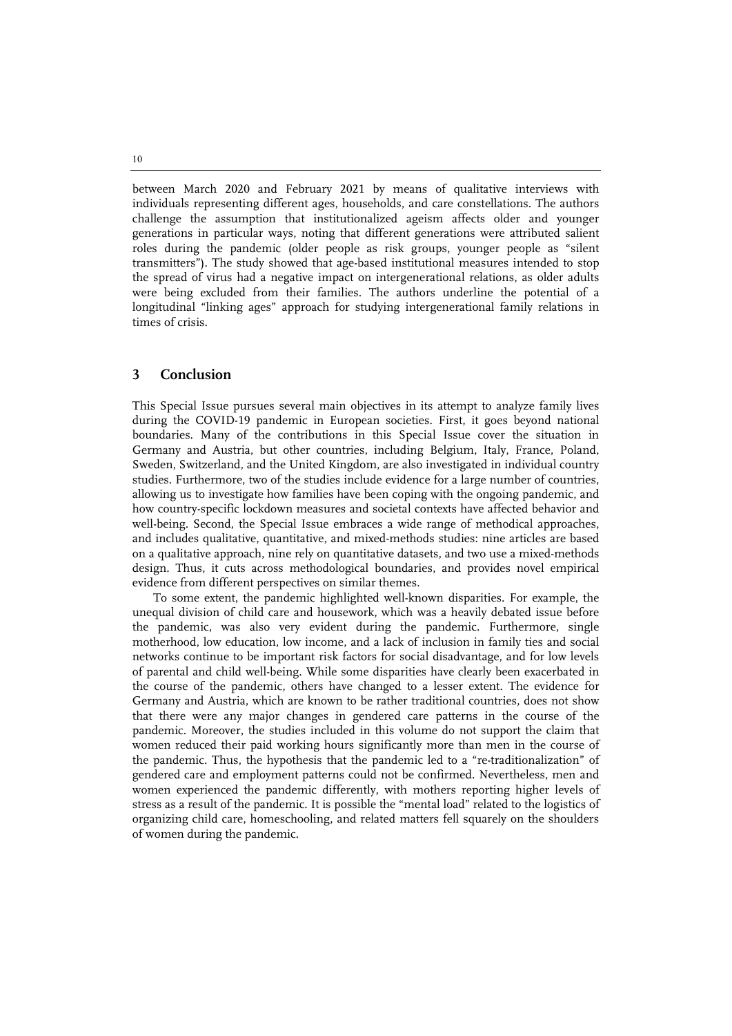between March 2020 and February 2021 by means of qualitative interviews with individuals representing different ages, households, and care constellations. The authors challenge the assumption that institutionalized ageism affects older and younger generations in particular ways, noting that different generations were attributed salient roles during the pandemic (older people as risk groups, younger people as "silent transmitters"). The study showed that age-based institutional measures intended to stop the spread of virus had a negative impact on intergenerational relations, as older adults were being excluded from their families. The authors underline the potential of a longitudinal "linking ages" approach for studying intergenerational family relations in times of crisis.

## 3 Conclusion

This Special Issue pursues several main objectives in its attempt to analyze family lives during the COVID-19 pandemic in European societies. First, it goes beyond national boundaries. Many of the contributions in this Special Issue cover the situation in Germany and Austria, but other countries, including Belgium, Italy, France, Poland, Sweden, Switzerland, and the United Kingdom, are also investigated in individual country studies. Furthermore, two of the studies include evidence for a large number of countries, allowing us to investigate how families have been coping with the ongoing pandemic, and how country-specific lockdown measures and societal contexts have affected behavior and well-being. Second, the Special Issue embraces a wide range of methodical approaches, and includes qualitative, quantitative, and mixed-methods studies: nine articles are based on a qualitative approach, nine rely on quantitative datasets, and two use a mixed-methods design. Thus, it cuts across methodological boundaries, and provides novel empirical evidence from different perspectives on similar themes.

To some extent, the pandemic highlighted well-known disparities. For example, the unequal division of child care and housework, which was a heavily debated issue before the pandemic, was also very evident during the pandemic. Furthermore, single motherhood, low education, low income, and a lack of inclusion in family ties and social networks continue to be important risk factors for social disadvantage, and for low levels of parental and child well-being. While some disparities have clearly been exacerbated in the course of the pandemic, others have changed to a lesser extent. The evidence for Germany and Austria, which are known to be rather traditional countries, does not show that there were any major changes in gendered care patterns in the course of the pandemic. Moreover, the studies included in this volume do not support the claim that women reduced their paid working hours significantly more than men in the course of the pandemic. Thus, the hypothesis that the pandemic led to a "re-traditionalization" of gendered care and employment patterns could not be confirmed. Nevertheless, men and women experienced the pandemic differently, with mothers reporting higher levels of stress as a result of the pandemic. It is possible the "mental load" related to the logistics of organizing child care, homeschooling, and related matters fell squarely on the shoulders of women during the pandemic.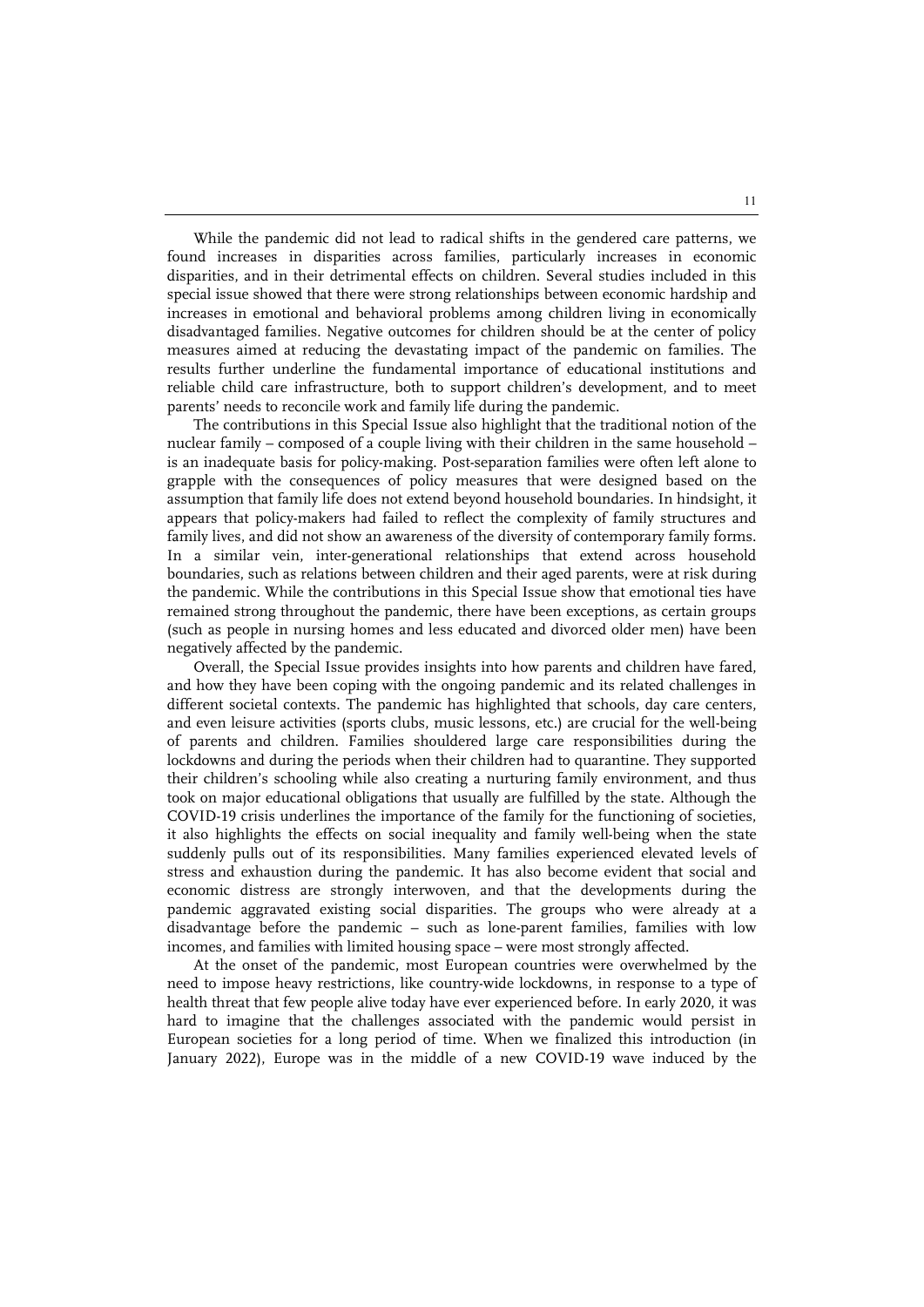While the pandemic did not lead to radical shifts in the gendered care patterns, we found increases in disparities across families, particularly increases in economic disparities, and in their detrimental effects on children. Several studies included in this special issue showed that there were strong relationships between economic hardship and increases in emotional and behavioral problems among children living in economically disadvantaged families. Negative outcomes for children should be at the center of policy measures aimed at reducing the devastating impact of the pandemic on families. The results further underline the fundamental importance of educational institutions and reliable child care infrastructure, both to support children's development, and to meet parents' needs to reconcile work and family life during the pandemic.

The contributions in this Special Issue also highlight that the traditional notion of the nuclear family – composed of a couple living with their children in the same household – is an inadequate basis for policy-making. Post-separation families were often left alone to grapple with the consequences of policy measures that were designed based on the assumption that family life does not extend beyond household boundaries. In hindsight, it appears that policy-makers had failed to reflect the complexity of family structures and family lives, and did not show an awareness of the diversity of contemporary family forms. In a similar vein, inter-generational relationships that extend across household boundaries, such as relations between children and their aged parents, were at risk during the pandemic. While the contributions in this Special Issue show that emotional ties have remained strong throughout the pandemic, there have been exceptions, as certain groups (such as people in nursing homes and less educated and divorced older men) have been negatively affected by the pandemic.

Overall, the Special Issue provides insights into how parents and children have fared, and how they have been coping with the ongoing pandemic and its related challenges in different societal contexts. The pandemic has highlighted that schools, day care centers, and even leisure activities (sports clubs, music lessons, etc.) are crucial for the well-being of parents and children. Families shouldered large care responsibilities during the lockdowns and during the periods when their children had to quarantine. They supported their children's schooling while also creating a nurturing family environment, and thus took on major educational obligations that usually are fulfilled by the state. Although the COVID-19 crisis underlines the importance of the family for the functioning of societies, it also highlights the effects on social inequality and family well-being when the state suddenly pulls out of its responsibilities. Many families experienced elevated levels of stress and exhaustion during the pandemic. It has also become evident that social and economic distress are strongly interwoven, and that the developments during the pandemic aggravated existing social disparities. The groups who were already at a disadvantage before the pandemic – such as lone-parent families, families with low incomes, and families with limited housing space – were most strongly affected.

At the onset of the pandemic, most European countries were overwhelmed by the need to impose heavy restrictions, like country-wide lockdowns, in response to a type of health threat that few people alive today have ever experienced before. In early 2020, it was hard to imagine that the challenges associated with the pandemic would persist in European societies for a long period of time. When we finalized this introduction (in January 2022), Europe was in the middle of a new COVID-19 wave induced by the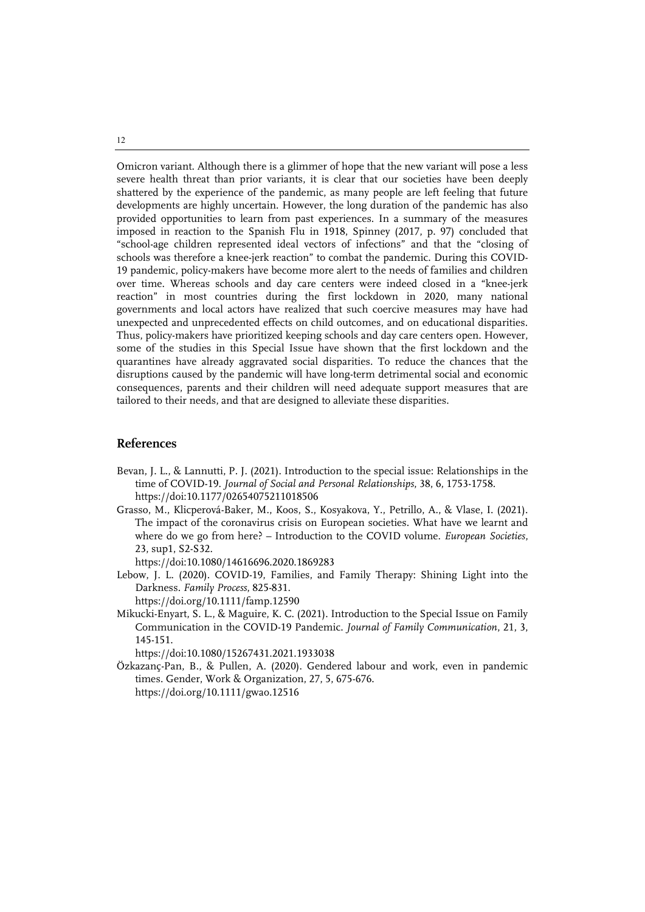Omicron variant. Although there is a glimmer of hope that the new variant will pose a less severe health threat than prior variants, it is clear that our societies have been deeply shattered by the experience of the pandemic, as many people are left feeling that future developments are highly uncertain. However, the long duration of the pandemic has also provided opportunities to learn from past experiences. In a summary of the measures imposed in reaction to the Spanish Flu in 1918, Spinney (2017, p. 97) concluded that "school-age children represented ideal vectors of infections" and that the "closing of schools was therefore a knee-jerk reaction" to combat the pandemic. During this COVID-19 pandemic, policy-makers have become more alert to the needs of families and children over time. Whereas schools and day care centers were indeed closed in a "knee-jerk reaction" in most countries during the first lockdown in 2020, many national governments and local actors have realized that such coercive measures may have had unexpected and unprecedented effects on child outcomes, and on educational disparities. Thus, policy-makers have prioritized keeping schools and day care centers open. However, some of the studies in this Special Issue have shown that the first lockdown and the quarantines have already aggravated social disparities. To reduce the chances that the disruptions caused by the pandemic will have long-term detrimental social and economic consequences, parents and their children will need adequate support measures that are tailored to their needs, and that are designed to alleviate these disparities.

## References

Bevan, J. L., & Lannutti, P. J. (2021). Introduction to the special issue: Relationships in the time of COVID-19. *Journal of Social and Personal Relationships*, 38, 6, 1753-1758. https://doi:10.1177/02654075211018506

Grasso, M., Klicperová-Baker, M., Koos, S., Kosyakova, Y., Petrillo, A., & Vlase, I. (2021). The impact of the coronavirus crisis on European societies. What have we learnt and where do we go from here? – Introduction to the COVID volume. *European Societies*, 23, sup1, S2-S32. https://doi:10.1080/14616696.2020.1869283

Lebow, J. L. (2020). COVID-19, Families, and Family Therapy: Shining Light into the Darkness. *Family Process*, 825-831. https://doi.org/10.1111/famp.12590

Mikucki-Enyart, S. L., & Maguire, K. C. (2021). Introduction to the Special Issue on Family Communication in the COVID-19 Pandemic. *Journal of Family Communication*, 21, 3, 145-151. https://doi:10.1080/15267431.2021.1933038

Özkazanç-Pan, B., & Pullen, A. (2020). Gendered labour and work, even in pandemic times. Gender, Work & Organization, 27, 5, 675-676. https://doi.org/10.1111/gwao.12516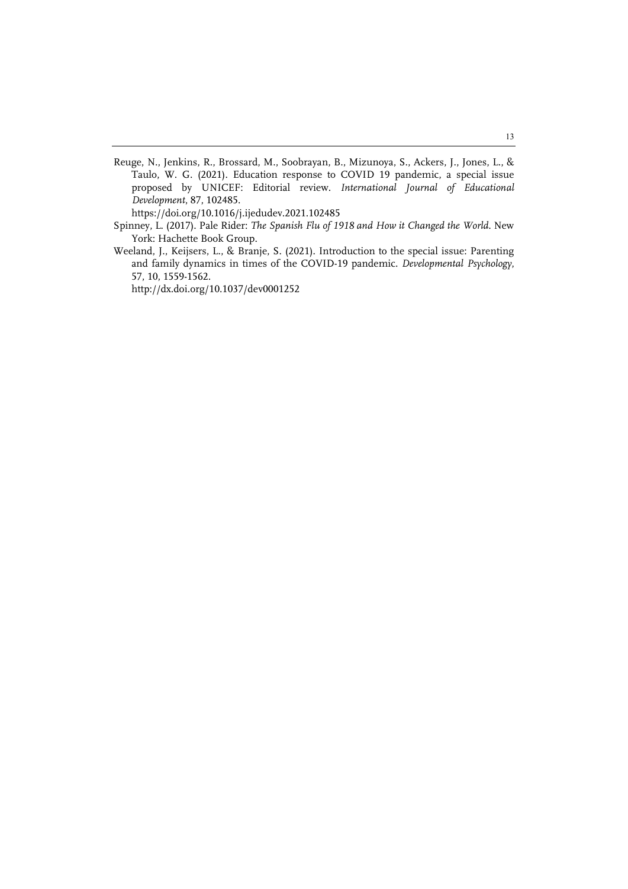Reuge, N., Jenkins, R., Brossard, M., Soobrayan, B., Mizunoya, S., Ackers, J., Jones, L., & Taulo, W. G. (2021). Education response to COVID 19 pandemic, a special issue proposed by UNICEF: Editorial review. *International Journal of Educational Development*, 87, 102485. https://doi.org/10.1016/j.ijedudev.2021.102485

Spinney, L. (2017). Pale Rider: *The Spanish Flu of 1918 and How it Changed the World*. New York: Hachette Book Group.

Weeland, J., Keijsers, L., & Branje, S. (2021). Introduction to the special issue: Parenting and family dynamics in times of the COVID-19 pandemic. *Developmental Psychology*, 57, 10, 1559-1562. http://dx.doi.org/10.1037/dev0001252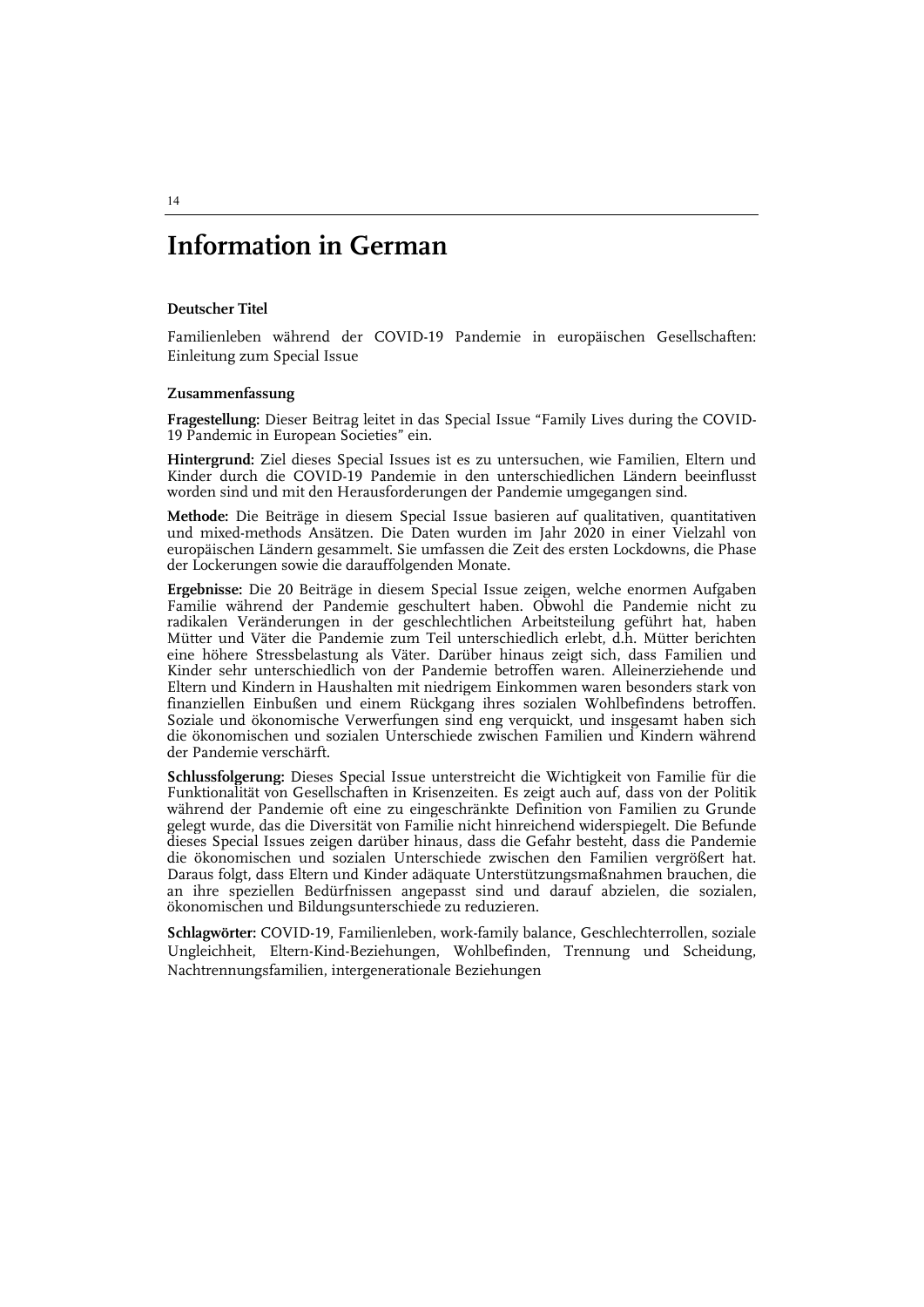# Information in German

**Deutscher Titel**

Familienleben während der COVID-19 Pandemie in europäischen Gesellschaften: Einleitung zum Special Issue

**Zusammenfassung**

**Fragestellung:** Dieser Beitrag leitet in das Special Issue "Family Lives during the COVID-19 Pandemic in European Societies" ein.

**Hintergrund:** Ziel dieses Special Issues ist es zu untersuchen, wie Familien, Eltern und Kinder durch die COVID-19 Pandemie in den unterschiedlichen Ländern beeinflusst worden sind und mit den Herausforderungen der Pandemie umgegangen sind.

**Methode:** Die Beiträge in diesem Special Issue basieren auf qualitativen, quantitativen und mixed-methods Ansätzen. Die Daten wurden im Jahr 2020 in einer Vielzahl von europäischen Ländern gesammelt. Sie umfassen die Zeit des ersten Lockdowns, die Phase der Lockerungen sowie die darauffolgenden Monate.

**Ergebnisse:** Die 20 Beiträge in diesem Special Issue zeigen, welche enormen Aufgaben Familie während der Pandemie geschultert haben. Obwohl die Pandemie nicht zu radikalen Veränderungen in der geschlechtlichen Arbeitsteilung geführt hat, haben Mütter und Väter die Pandemie zum Teil unterschiedlich erlebt, d.h. Mütter berichten eine höhere Stressbelastung als Väter. Darüber hinaus zeigt sich, dass Familien und Kinder sehr unterschiedlich von der Pandemie betroffen waren. Alleinerziehende und Eltern und Kindern in Haushalten mit niedrigem Einkommen waren besonders stark von finanziellen Einbußen und einem Rückgang ihres sozialen Wohlbefindens betroffen. Soziale und ökonomische Verwerfungen sind eng verquickt, und insgesamt haben sich die ökonomischen und sozialen Unterschiede zwischen Familien und Kindern während der Pandemie verschärft.

**Schlussfolgerung:** Dieses Special Issue unterstreicht die Wichtigkeit von Familie für die Funktionalität von Gesellschaften in Krisenzeiten. Es zeigt auch auf, dass von der Politik während der Pandemie oft eine zu eingeschränkte Definition von Familien zu Grunde gelegt wurde, das die Diversität von Familie nicht hinreichend widerspiegelt. Die Befunde dieses Special Issues zeigen darüber hinaus, dass die Gefahr besteht, dass die Pandemie die ökonomischen und sozialen Unterschiede zwischen den Familien vergrößert hat. Daraus folgt, dass Eltern und Kinder adäquate Unterstützungsmaßnahmen brauchen, die an ihre speziellen Bedürfnissen angepasst sind und darauf abzielen, die sozialen, ökonomischen und Bildungsunterschiede zu reduzieren.

**Schlagwörter:** COVID-19, Familienleben, work-family balance, Geschlechterrollen, soziale Ungleichheit, Eltern-Kind-Beziehungen, Wohlbefinden, Trennung und Scheidung, Nachtrennungsfamilien, intergenerationale Beziehungen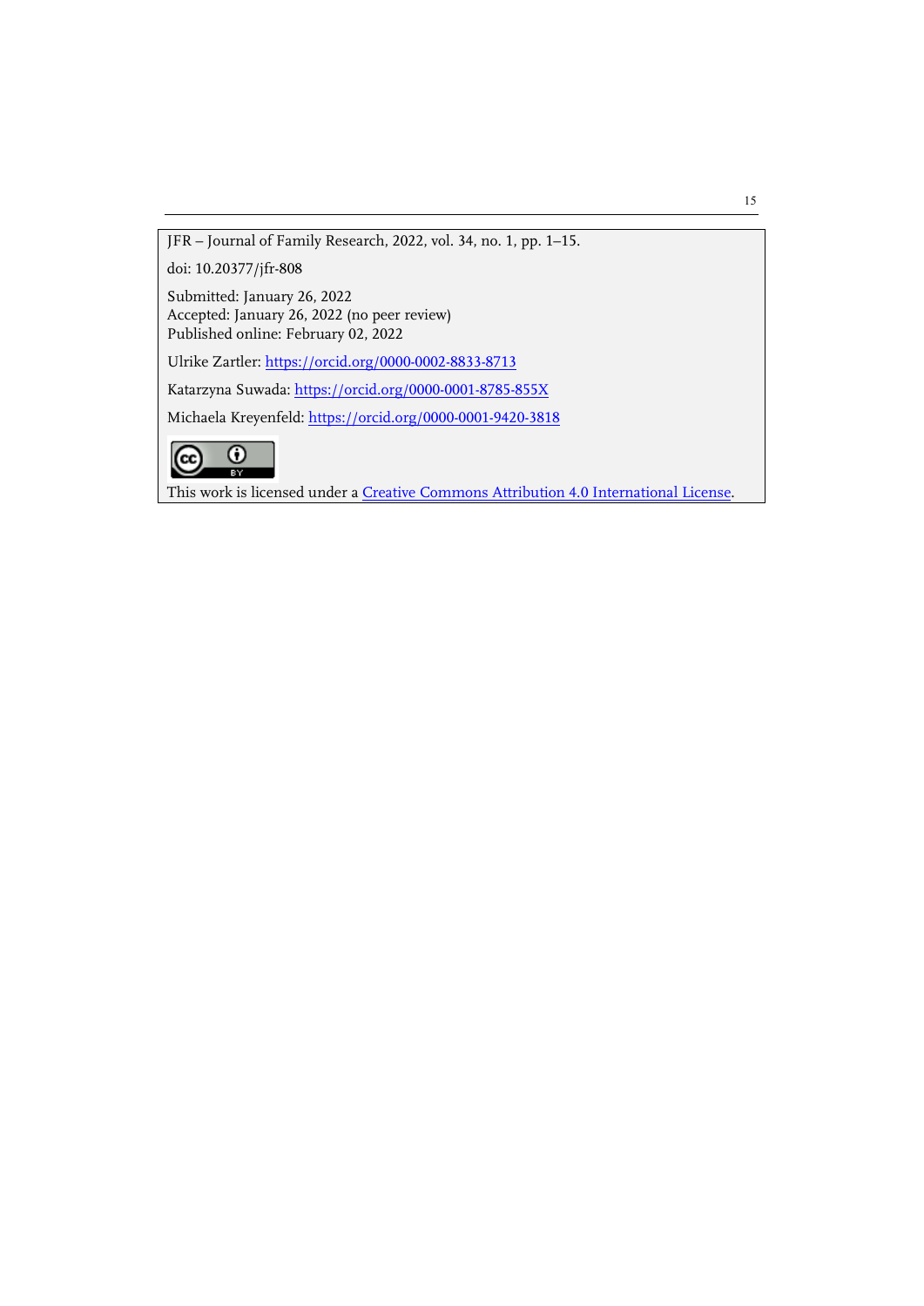JFR – Journal of Family Research, 2022, vol. 34, no. 1, pp. 1–15.

doi: 10.20377/jfr-808

Submitted: January 26, 2022
Accepted: January 26, 2022 (no peer review)
Published online: February 02, 2022

Ulrike Zartler: https://orcid.org/0000-0002-8833-8713

Katarzyna Suwada: https://orcid.org/0000-0001-8785-855X

Michaela Kreyenfeld: https://orcid.org/0000-0001-9420-3818

This work is licensed under a Creative Commons Attribution 4.0 International License.